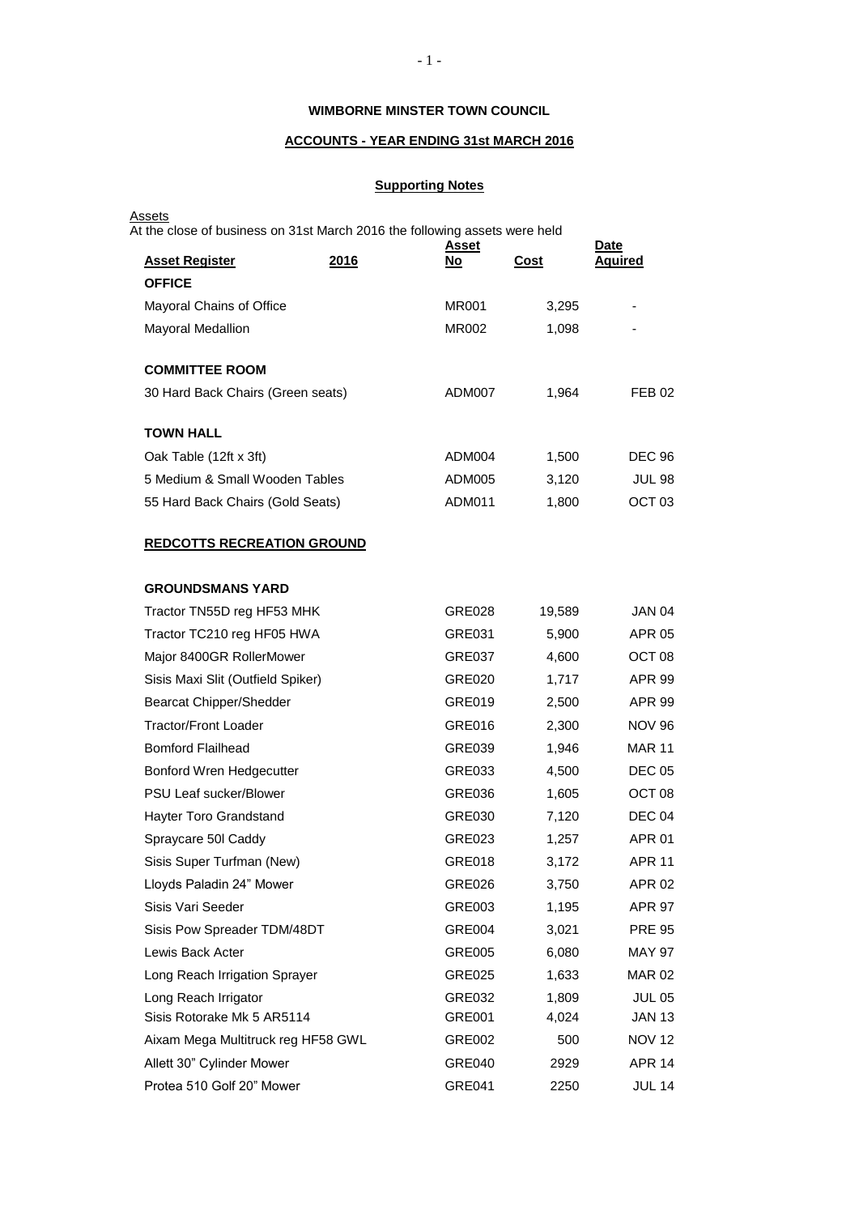**WIMBORNE MINSTER TOWN COUNCIL**

**ACCOUNTS - YEAR ENDING 31st MARCH 2016**

**Supporting Notes**

Assets

At the close of business on 31st March 2016 the following assets were held

| **Asset Register** | **2016** | **Asset No** | **Cost** | **Date Aquired** |
|---|---|---|---|---|
| **OFFICE** | | | | |
| Mayoral Chains of Office | | MR001 | 3,295 | - |
| Mayoral Medallion | | MR002 | 1,098 | - |
| | | | | |
| **COMMITTEE ROOM** | | | | |
| 30 Hard Back Chairs (Green seats) | | ADM007 | 1,964 | FEB 02 |
| | | | | |
| **TOWN HALL** | | | | |
| Oak Table (12ft x 3ft) | | ADM004 | 1,500 | DEC 96 |
| 5 Medium & Small Wooden Tables | | ADM005 | 3,120 | JUL 98 |
| 55 Hard Back Chairs (Gold Seats) | | ADM011 | 1,800 | OCT 03 |
| | | | | |
| **REDCOTTS RECREATION GROUND** | | | | |
| | | | | |
| **GROUNDSMANS YARD** | | | | |
| Tractor TN55D reg HF53 MHK | | GRE028 | 19,589 | JAN 04 |
| Tractor TC210 reg HF05 HWA | | GRE031 | 5,900 | APR 05 |
| Major 8400GR RollerMower | | GRE037 | 4,600 | OCT 08 |
| Sisis Maxi Slit (Outfield Spiker) | | GRE020 | 1,717 | APR 99 |
| Bearcat Chipper/Shedder | | GRE019 | 2,500 | APR 99 |
| Tractor/Front Loader | | GRE016 | 2,300 | NOV 96 |
| Bomford Flailhead | | GRE039 | 1,946 | MAR 11 |
| Bonford Wren Hedgecutter | | GRE033 | 4,500 | DEC 05 |
| PSU Leaf sucker/Blower | | GRE036 | 1,605 | OCT 08 |
| Hayter Toro Grandstand | | GRE030 | 7,120 | DEC 04 |
| Spraycare 50l Caddy | | GRE023 | 1,257 | APR 01 |
| Sisis Super Turfman (New) | | GRE018 | 3,172 | APR 11 |
| Lloyds Paladin 24" Mower | | GRE026 | 3,750 | APR 02 |
| Sisis Vari Seeder | | GRE003 | 1,195 | APR 97 |
| Sisis Pow Spreader TDM/48DT | | GRE004 | 3,021 | PRE 95 |
| Lewis Back Acter | | GRE005 | 6,080 | MAY 97 |
| Long Reach Irrigation Sprayer | | GRE025 | 1,633 | MAR 02 |
| Long Reach Irrigator | | GRE032 | 1,809 | JUL 05 |
| Sisis Rotorake Mk 5 AR5114 | | GRE001 | 4,024 | JAN 13 |
| Aixam Mega Multitruck reg HF58 GWL | | GRE002 | 500 | NOV 12 |
| Allett 30" Cylinder Mower | | GRE040 | 2929 | APR 14 |
| Protea 510 Golf 20" Mower | | GRE041 | 2250 | JUL 14 |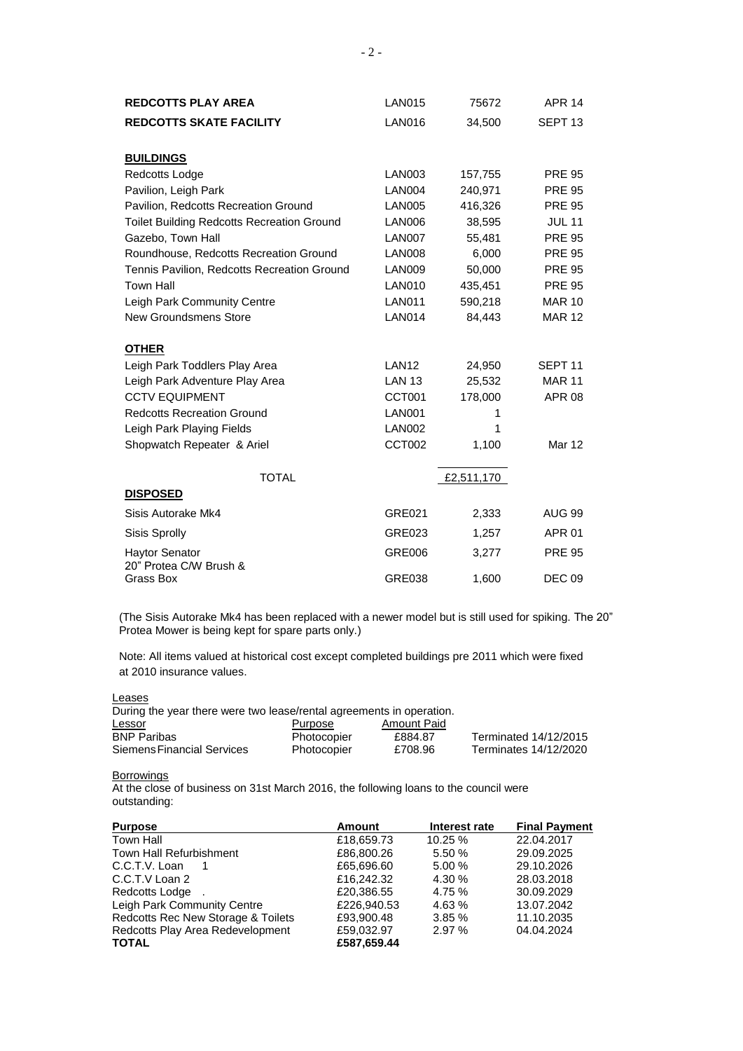| | | | |
|---|---|---|---|
| **REDCOTTS PLAY AREA** | LAN015 | 75672 | APR 14 |
| **REDCOTTS SKATE FACILITY** | LAN016 | 34,500 | SEPT 13 |
| **BUILDINGS** | | | |
| Redcotts Lodge | LAN003 | 157,755 | PRE 95 |
| Pavilion, Leigh Park | LAN004 | 240,971 | PRE 95 |
| Pavilion, Redcotts Recreation Ground | LAN005 | 416,326 | PRE 95 |
| Toilet Building Redcotts Recreation Ground | LAN006 | 38,595 | JUL 11 |
| Gazebo, Town Hall | LAN007 | 55,481 | PRE 95 |
| Roundhouse, Redcotts Recreation Ground | LAN008 | 6,000 | PRE 95 |
| Tennis Pavilion, Redcotts Recreation Ground | LAN009 | 50,000 | PRE 95 |
| Town Hall | LAN010 | 435,451 | PRE 95 |
| Leigh Park Community Centre | LAN011 | 590,218 | MAR 10 |
| New Groundsmens Store | LAN014 | 84,443 | MAR 12 |
| **OTHER** | | | |
| Leigh Park Toddlers Play Area | LAN12 | 24,950 | SEPT 11 |
| Leigh Park Adventure Play Area | LAN 13 | 25,532 | MAR 11 |
| CCTV EQUIPMENT | CCT001 | 178,000 | APR 08 |
| Redcotts Recreation Ground | LAN001 | 1 | |
| Leigh Park Playing Fields | LAN002 | 1 | |
| Shopwatch Repeater & Ariel | CCT002 | 1,100 | Mar 12 |
| TOTAL | | £2,511,170 | |
| **DISPOSED** | | | |
| Sisis Autorake Mk4 | GRE021 | 2,333 | AUG 99 |
| Sisis Sprolly | GRE023 | 1,257 | APR 01 |
| Haytor Senator | GRE006 | 3,277 | PRE 95 |
| 20" Protea C/W Brush & Grass Box | GRE038 | 1,600 | DEC 09 |

(The Sisis Autorake Mk4 has been replaced with a newer model but is still used for spiking. The 20" Protea Mower is being kept for spare parts only.)

Note: All items valued at historical cost except completed buildings pre 2011 which were fixed at 2010 insurance values.

Leases

During the year there were two lease/rental agreements in operation.

| Lessor | Purpose | Amount Paid | |
|---|---|---|---|
| BNP Paribas | Photocopier | £884.87 | Terminated 14/12/2015 |
| Siemens Financial Services | Photocopier | £708.96 | Terminates 14/12/2020 |

Borrowings

At the close of business on 31st March 2016, the following loans to the council were outstanding:

| Purpose | Amount | Interest rate | Final Payment |
|---|---|---|---|
| Town Hall | £18,659.73 | 10.25 % | 22.04.2017 |
| Town Hall Refurbishment | £86,800.26 | 5.50 % | 29.09.2025 |
| C.C.T.V. Loan 1 | £65,696.60 | 5.00 % | 29.10.2026 |
| C.C.T.V Loan 2 | £16,242.32 | 4.30 % | 28.03.2018 |
| Redcotts Lodge . | £20,386.55 | 4.75 % | 30.09.2029 |
| Leigh Park Community Centre | £226,940.53 | 4.63 % | 13.07.2042 |
| Redcotts Rec New Storage & Toilets | £93,900.48 | 3.85 % | 11.10.2035 |
| Redcotts Play Area Redevelopment | £59,032.97 | 2.97 % | 04.04.2024 |
| **TOTAL** | **£587,659.44** | | |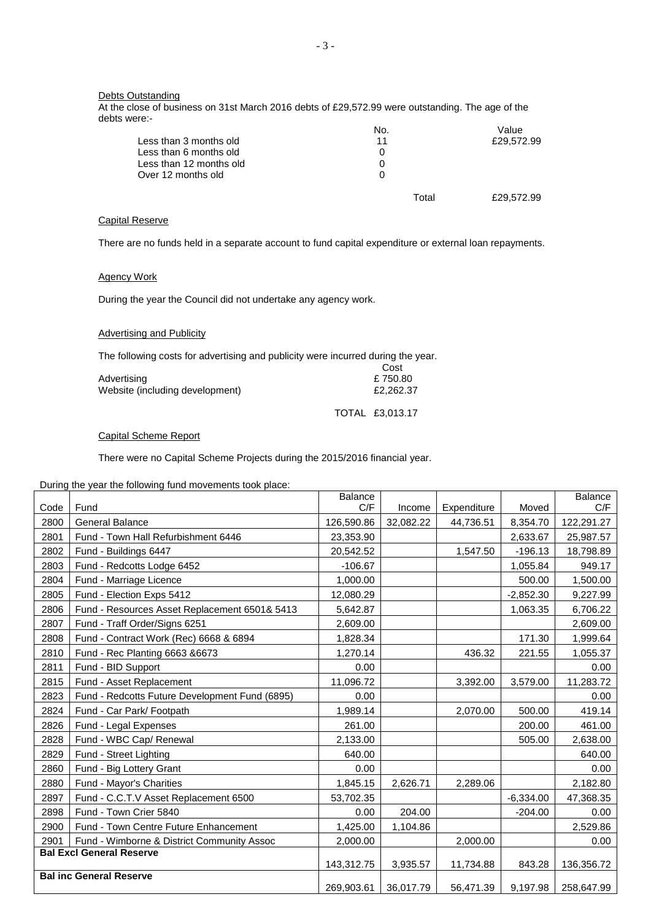Debts Outstanding

At the close of business on 31st March 2016 debts of £29,572.99 were outstanding. The age of the debts were:-

| | No. | Value |
|---|---|---|
| Less than 3 months old | 11 | £29,572.99 |
| Less than 6 months old | 0 | |
| Less than 12 months old | 0 | |
| Over 12 months old | 0 | |
| | Total | £29,572.99 |

Capital Reserve

There are no funds held in a separate account to fund capital expenditure or external loan repayments.

Agency Work

During the year the Council did not undertake any agency work.

Advertising and Publicity

The following costs for advertising and publicity were incurred during the year.

| | Cost |
|---|---|
| Advertising | £ 750.80 |
| Website (including development) | £2,262.37 |
| TOTAL | £3,013.17 |

Capital Scheme Report

There were no Capital Scheme Projects during the 2015/2016 financial year.

During the year the following fund movements took place:

| Code | Fund | Balance C/F | Income | Expenditure | Moved | Balance C/F |
|---|---|---|---|---|---|---|
| 2800 | General Balance | 126,590.86 | 32,082.22 | 44,736.51 | 8,354.70 | 122,291.27 |
| 2801 | Fund - Town Hall Refurbishment 6446 | 23,353.90 | | | 2,633.67 | 25,987.57 |
| 2802 | Fund - Buildings 6447 | 20,542.52 | | 1,547.50 | -196.13 | 18,798.89 |
| 2803 | Fund - Redcotts Lodge 6452 | -106.67 | | | 1,055.84 | 949.17 |
| 2804 | Fund - Marriage Licence | 1,000.00 | | | 500.00 | 1,500.00 |
| 2805 | Fund - Election Exps 5412 | 12,080.29 | | | -2,852.30 | 9,227.99 |
| 2806 | Fund - Resources Asset Replacement 6501& 5413 | 5,642.87 | | | 1,063.35 | 6,706.22 |
| 2807 | Fund - Traff Order/Signs 6251 | 2,609.00 | | | | 2,609.00 |
| 2808 | Fund - Contract Work (Rec) 6668 & 6894 | 1,828.34 | | | 171.30 | 1,999.64 |
| 2810 | Fund - Rec Planting 6663 &6673 | 1,270.14 | | 436.32 | 221.55 | 1,055.37 |
| 2811 | Fund - BID Support | 0.00 | | | | 0.00 |
| 2815 | Fund - Asset Replacement | 11,096.72 | | 3,392.00 | 3,579.00 | 11,283.72 |
| 2823 | Fund - Redcotts Future Development Fund (6895) | 0.00 | | | | 0.00 |
| 2824 | Fund - Car Park/ Footpath | 1,989.14 | | 2,070.00 | 500.00 | 419.14 |
| 2826 | Fund - Legal Expenses | 261.00 | | | 200.00 | 461.00 |
| 2828 | Fund - WBC Cap/ Renewal | 2,133.00 | | | 505.00 | 2,638.00 |
| 2829 | Fund - Street Lighting | 640.00 | | | | 640.00 |
| 2860 | Fund - Big Lottery Grant | 0.00 | | | | 0.00 |
| 2880 | Fund - Mayor's Charities | 1,845.15 | 2,626.71 | 2,289.06 | | 2,182.80 |
| 2897 | Fund - C.C.T.V Asset Replacement 6500 | 53,702.35 | | | -6,334.00 | 47,368.35 |
| 2898 | Fund - Town Crier 5840 | 0.00 | 204.00 | | -204.00 | 0.00 |
| 2900 | Fund - Town Centre Future Enhancement | 1,425.00 | 1,104.86 | | | 2,529.86 |
| 2901 | Fund - Wimborne & District Community Assoc | 2,000.00 | | 2,000.00 | | 0.00 |
| **Bal Excl General Reserve** | | 143,312.75 | 3,935.57 | 11,734.88 | 843.28 | 136,356.72 |
| **Bal inc General Reserve** | | 269,903.61 | 36,017.79 | 56,471.39 | 9,197.98 | 258,647.99 |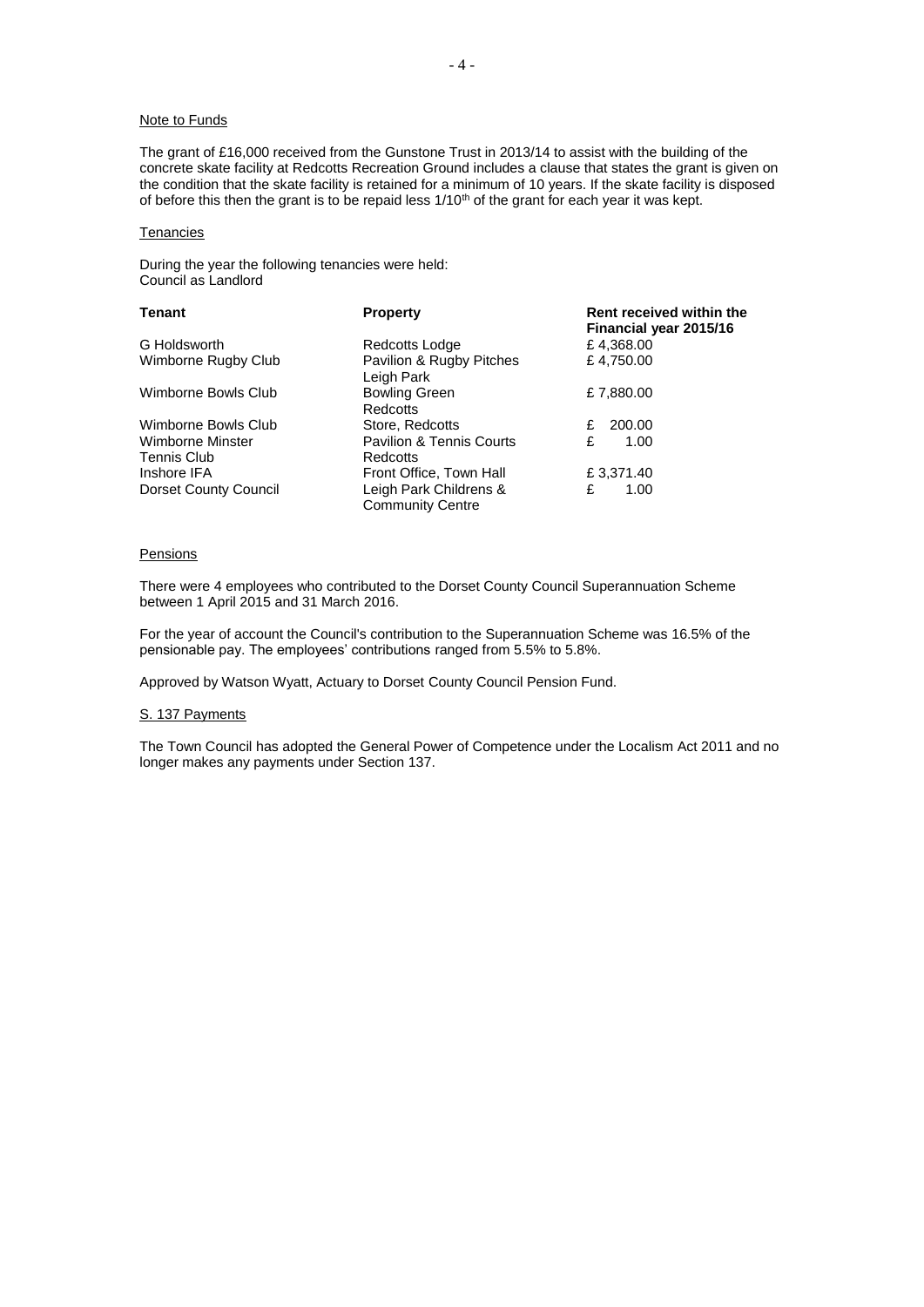Note to Funds

The grant of £16,000 received from the Gunstone Trust in 2013/14 to assist with the building of the concrete skate facility at Redcotts Recreation Ground includes a clause that states the grant is given on the condition that the skate facility is retained for a minimum of 10 years. If the skate facility is disposed of before this then the grant is to be repaid less 1/10th of the grant for each year it was kept.

Tenancies

During the year the following tenancies were held:
Council as Landlord

| Tenant | Property | Rent received within the Financial year 2015/16 |
| --- | --- | --- |
| G Holdsworth | Redcotts Lodge | £ 4,368.00 |
| Wimborne Rugby Club | Pavilion & Rugby Pitches Leigh Park | £ 4,750.00 |
| Wimborne Bowls Club | Bowling Green Redcotts | £ 7,880.00 |
| Wimborne Bowls Club | Store, Redcotts | £ 200.00 |
| Wimborne Minster Tennis Club | Pavilion & Tennis Courts Redcotts | £ 1.00 |
| Inshore IFA | Front Office, Town Hall | £ 3,371.40 |
| Dorset County Council | Leigh Park Childrens & Community Centre | £ 1.00 |

Pensions

There were 4 employees who contributed to the Dorset County Council Superannuation Scheme between 1 April 2015 and 31 March 2016.

For the year of account the Council's contribution to the Superannuation Scheme was 16.5% of the pensionable pay. The employees' contributions ranged from 5.5% to 5.8%.

Approved by Watson Wyatt, Actuary to Dorset County Council Pension Fund.

S. 137 Payments

The Town Council has adopted the General Power of Competence under the Localism Act 2011 and no longer makes any payments under Section 137.